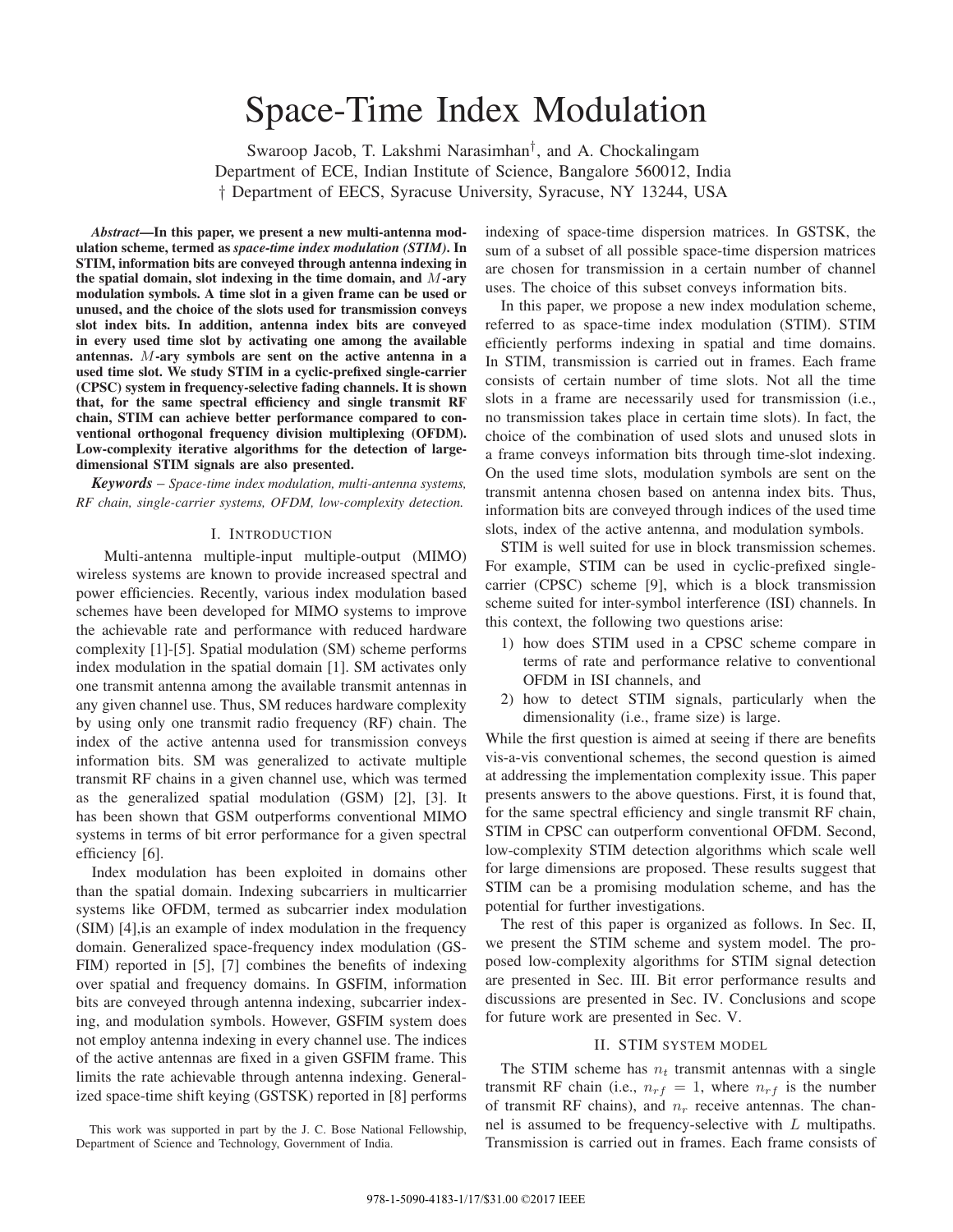# Space-Time Index Modulation

Swaroop Jacob, T. Lakshmi Narasimhan†, and A. Chockalingam
Department of ECE, Indian Institute of Science, Bangalore 560012, India
† Department of EECS, Syracuse University, Syracuse, NY 13244, USA

***Abstract*—In this paper, we present a new multi-antenna modulation scheme, termed as *space-time index modulation (STIM)*. In STIM, information bits are conveyed through antenna indexing in the spatial domain, slot indexing in the time domain, and $M$-ary modulation symbols. A time slot in a given frame can be used or unused, and the choice of the slots used for transmission conveys slot index bits. In addition, antenna index bits are conveyed in every used time slot by activating one among the available antennas. $M$-ary symbols are sent on the active antenna in a used time slot. We study STIM in a cyclic-prefixed single-carrier (CPSC) system in frequency-selective fading channels. It is shown that, for the same spectral efficiency and single transmit RF chain, STIM can achieve better performance compared to conventional orthogonal frequency division multiplexing (OFDM). Low-complexity iterative algorithms for the detection of large-dimensional STIM signals are also presented.**

***Keywords*** – *Space-time index modulation, multi-antenna systems, RF chain, single-carrier systems, OFDM, low-complexity detection.*

## I. Introduction

Multi-antenna multiple-input multiple-output (MIMO) wireless systems are known to provide increased spectral and power efficiencies. Recently, various index modulation based schemes have been developed for MIMO systems to improve the achievable rate and performance with reduced hardware complexity [1]-[5]. Spatial modulation (SM) scheme performs index modulation in the spatial domain [1]. SM activates only one transmit antenna among the available transmit antennas in any given channel use. Thus, SM reduces hardware complexity by using only one transmit radio frequency (RF) chain. The index of the active antenna used for transmission conveys information bits. SM was generalized to activate multiple transmit RF chains in a given channel use, which was termed as the generalized spatial modulation (GSM) [2], [3]. It has been shown that GSM outperforms conventional MIMO systems in terms of bit error performance for a given spectral efficiency [6].

Index modulation has been exploited in domains other than the spatial domain. Indexing subcarriers in multicarrier systems like OFDM, termed as subcarrier index modulation (SIM) [4],is an example of index modulation in the frequency domain. Generalized space-frequency index modulation (GSFIM) reported in [5], [7] combines the benefits of indexing over spatial and frequency domains. In GSFIM, information bits are conveyed through antenna indexing, subcarrier indexing, and modulation symbols. However, GSFIM system does not employ antenna indexing in every channel use. The indices of the active antennas are fixed in a given GSFIM frame. This limits the rate achievable through antenna indexing. Generalized space-time shift keying (GSTSK) reported in [8] performs indexing of space-time dispersion matrices. In GSTSK, the sum of a subset of all possible space-time dispersion matrices are chosen for transmission in a certain number of channel uses. The choice of this subset conveys information bits.

In this paper, we propose a new index modulation scheme, referred to as space-time index modulation (STIM). STIM efficiently performs indexing in spatial and time domains. In STIM, transmission is carried out in frames. Each frame consists of certain number of time slots. Not all the time slots in a frame are necessarily used for transmission (i.e., no transmission takes place in certain time slots). In fact, the choice of the combination of used slots and unused slots in a frame conveys information bits through time-slot indexing. On the used time slots, modulation symbols are sent on the transmit antenna chosen based on antenna index bits. Thus, information bits are conveyed through indices of the used time slots, index of the active antenna, and modulation symbols.

STIM is well suited for use in block transmission schemes. For example, STIM can be used in cyclic-prefixed single-carrier (CPSC) scheme [9], which is a block transmission scheme suited for inter-symbol interference (ISI) channels. In this context, the following two questions arise:

1) how does STIM used in a CPSC scheme compare in terms of rate and performance relative to conventional OFDM in ISI channels, and
2) how to detect STIM signals, particularly when the dimensionality (i.e., frame size) is large.

While the first question is aimed at seeing if there are benefits vis-a-vis conventional schemes, the second question is aimed at addressing the implementation complexity issue. This paper presents answers to the above questions. First, it is found that, for the same spectral efficiency and single transmit RF chain, STIM in CPSC can outperform conventional OFDM. Second, low-complexity STIM detection algorithms which scale well for large dimensions are proposed. These results suggest that STIM can be a promising modulation scheme, and has the potential for further investigations.

The rest of this paper is organized as follows. In Sec. II, we present the STIM scheme and system model. The proposed low-complexity algorithms for STIM signal detection are presented in Sec. III. Bit error performance results and discussions are presented in Sec. IV. Conclusions and scope for future work are presented in Sec. V.

## II. STIM system model

The STIM scheme has $n_t$ transmit antennas with a single transmit RF chain (i.e., $n_{rf} = 1$, where $n_{rf}$ is the number of transmit RF chains), and $n_r$ receive antennas. The channel is assumed to be frequency-selective with $L$ multipaths. Transmission is carried out in frames. Each frame consists of

This work was supported in part by the J. C. Bose National Fellowship, Department of Science and Technology, Government of India.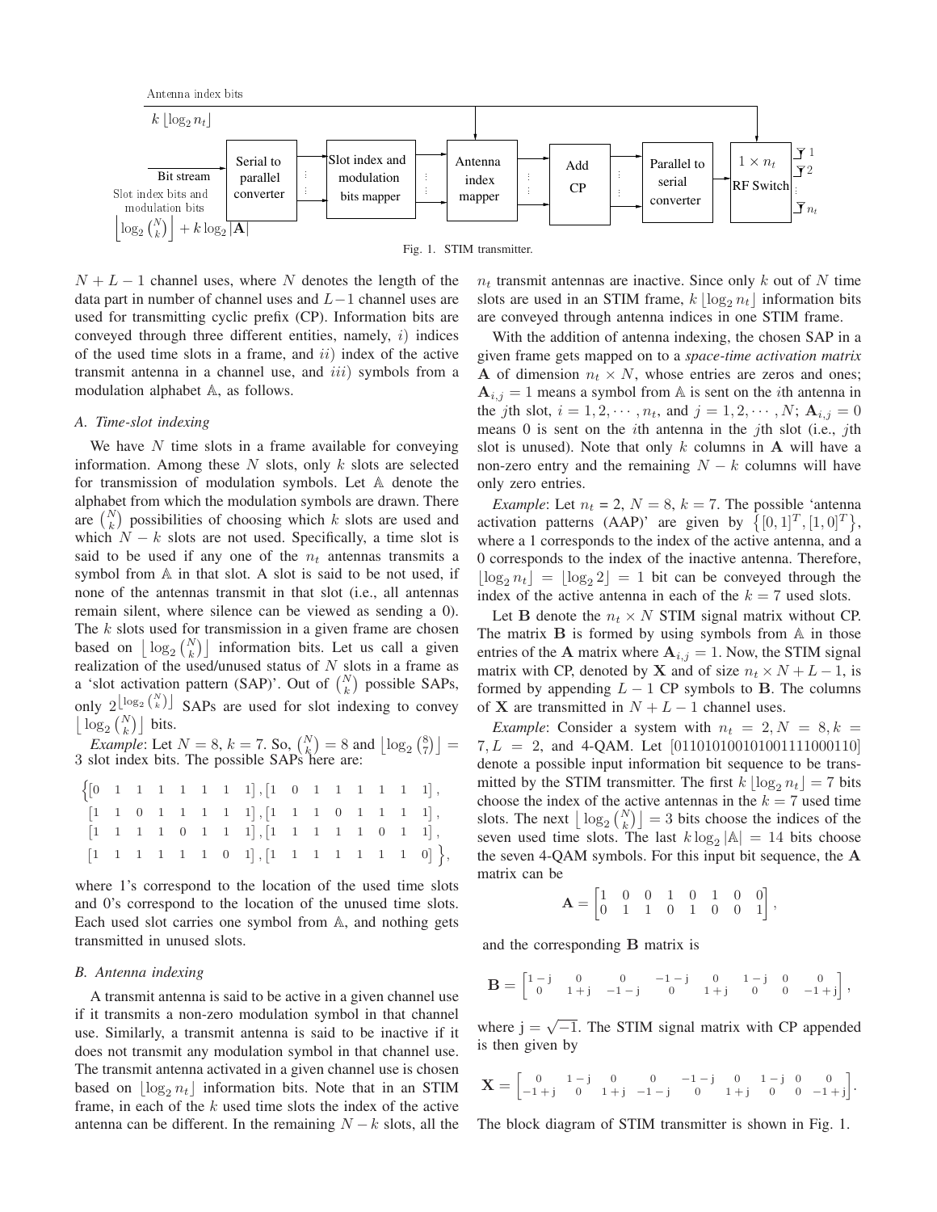Antenna index bits

$k \lfloor \log_2 n_t \rfloor$

Bit stream → Serial to parallel converter → Slot index and modulation bits mapper → Antenna index mapper → Add CP → Parallel to serial converter → $1 \times n_t$ RF Switch → $1, 2, \ldots, n_t$

Slot index bits and modulation bits

$\left\lfloor \log_2 \binom{N}{k} \right\rfloor + k \log_2 |\mathbf{A}|$

Fig. 1. STIM transmitter.

$N+L-1$ channel uses, where $N$ denotes the length of the data part in number of channel uses and $L-1$ channel uses are used for transmitting cyclic prefix (CP). Information bits are conveyed through three different entities, namely, $i)$ indices of the used time slots in a frame, and $ii)$ index of the active transmit antenna in a channel use, and $iii)$ symbols from a modulation alphabet $\mathbb{A}$, as follows.

### A. Time-slot indexing

We have $N$ time slots in a frame available for conveying information. Among these $N$ slots, only $k$ slots are selected for transmission of modulation symbols. Let $\mathbb{A}$ denote the alphabet from which the modulation symbols are drawn. There are $\binom{N}{k}$ possibilities of choosing which $k$ slots are used and which $N-k$ slots are not used. Specifically, a time slot is said to be used if any one of the $n_t$ antennas transmits a symbol from $\mathbb{A}$ in that slot. A slot is said to be not used, if none of the antennas transmit in that slot (i.e., all antennas remain silent, where silence can be viewed as sending a 0). The $k$ slots used for transmission in a given frame are chosen based on $\left\lfloor \log_2 \binom{N}{k} \right\rfloor$ information bits. Let us call a given realization of the used/unused status of $N$ slots in a frame as a 'slot activation pattern (SAP)'. Out of $\binom{N}{k}$ possible SAPs, only $2^{\left\lfloor \log_2 \binom{N}{k} \right\rfloor}$ SAPs are used for slot indexing to convey $\left\lfloor \log_2 \binom{N}{k} \right\rfloor$ bits.

*Example*: Let $N=8$, $k=7$. So, $\binom{N}{k}=8$ and $\left\lfloor \log_2 \binom{8}{7} \right\rfloor = 3$ slot index bits. The possible SAPs here are:

$$
\begin{aligned}
\big\{&[0\ \ 1\ \ 1\ \ 1\ \ 1\ \ 1\ \ 1\ \ 1], [1\ \ 0\ \ 1\ \ 1\ \ 1\ \ 1\ \ 1\ \ 1],\\
&[1\ \ 1\ \ 0\ \ 1\ \ 1\ \ 1\ \ 1\ \ 1], [1\ \ 1\ \ 1\ \ 0\ \ 1\ \ 1\ \ 1\ \ 1],\\
&[1\ \ 1\ \ 1\ \ 1\ \ 0\ \ 1\ \ 1\ \ 1], [1\ \ 1\ \ 1\ \ 1\ \ 1\ \ 0\ \ 1\ \ 1],\\
&[1\ \ 1\ \ 1\ \ 1\ \ 1\ \ 1\ \ 0\ \ 1], [1\ \ 1\ \ 1\ \ 1\ \ 1\ \ 1\ \ 1\ \ 0]\big\},
\end{aligned}
$$

where 1's correspond to the location of the used time slots and 0's correspond to the location of the unused time slots. Each used slot carries one symbol from $\mathbb{A}$, and nothing gets transmitted in unused slots.

### B. Antenna indexing

A transmit antenna is said to be active in a given channel use if it transmits a non-zero modulation symbol in that channel use. Similarly, a transmit antenna is said to be inactive if it does not transmit any modulation symbol in that channel use. The transmit antenna activated in a given channel use is chosen based on $\lfloor \log_2 n_t \rfloor$ information bits. Note that in an STIM frame, in each of the $k$ used time slots the index of the active antenna can be different. In the remaining $N-k$ slots, all the $n_t$ transmit antennas are inactive. Since only $k$ out of $N$ time slots are used in an STIM frame, $k \lfloor \log_2 n_t \rfloor$ information bits are conveyed through antenna indices in one STIM frame.

With the addition of antenna indexing, the chosen SAP in a given frame gets mapped on to a *space-time activation matrix* $\mathbf{A}$ of dimension $n_t \times N$, whose entries are zeros and ones; $\mathbf{A}_{i,j}=1$ means a symbol from $\mathbb{A}$ is sent on the $i$th antenna in the $j$th slot, $i=1,2,\cdots,n_t$, and $j=1,2,\cdots,N$; $\mathbf{A}_{i,j}=0$ means 0 is sent on the $i$th antenna in the $j$th slot (i.e., $j$th slot is unused). Note that only $k$ columns in $\mathbf{A}$ will have a non-zero entry and the remaining $N-k$ columns will have only zero entries.

*Example*: Let $n_t$ = 2, $N=8$, $k=7$. The possible 'antenna activation patterns (AAP)' are given by $\left\{[0,1]^T,[1,0]^T\right\}$, where a 1 corresponds to the index of the active antenna, and a 0 corresponds to the index of the inactive antenna. Therefore, $\lfloor \log_2 n_t \rfloor = \lfloor \log_2 2 \rfloor = 1$ bit can be conveyed through the index of the active antenna in each of the $k=7$ used slots.

Let $\mathbf{B}$ denote the $n_t \times N$ STIM signal matrix without CP. The matrix $\mathbf{B}$ is formed by using symbols from $\mathbb{A}$ in those entries of the $\mathbf{A}$ matrix where $\mathbf{A}_{i,j}=1$. Now, the STIM signal matrix with CP, denoted by $\mathbf{X}$ and of size $n_t \times N+L-1$, is formed by appending $L-1$ CP symbols to $\mathbf{B}$. The columns of $\mathbf{X}$ are transmitted in $N+L-1$ channel uses.

*Example*: Consider a system with $n_t=2, N=8, k=7, L=2$, and 4-QAM. Let [01101010010100111100 0110] denote a possible input information bit sequence to be transmitted by the STIM transmitter. The first $k\lfloor \log_2 n_t \rfloor = 7$ bits choose the index of the active antennas in the $k=7$ used time slots. The next $\left\lfloor \log_2 \binom{N}{k} \right\rfloor = 3$ bits choose the indices of the seven used time slots. The last $k \log_2 |\mathbb{A}| = 14$ bits choose the seven 4-QAM symbols. For this input bit sequence, the $\mathbf{A}$ matrix can be

$$
\mathbf{A} = \begin{bmatrix} 1 & 0 & 0 & 1 & 0 & 1 & 0 & 0 \\ 0 & 1 & 1 & 0 & 1 & 0 & 0 & 1 \end{bmatrix},
$$

and the corresponding $\mathbf{B}$ matrix is

$$
\mathbf{B} = \begin{bmatrix} 1-\mathrm{j} & 0 & 0 & -1-\mathrm{j} & 0 & 1-\mathrm{j} & 0 & 0 \\ 0 & 1+\mathrm{j} & -1-\mathrm{j} & 0 & 1+\mathrm{j} & 0 & 0 & -1+\mathrm{j} \end{bmatrix},
$$

where $\mathrm{j}=\sqrt{-1}$. The STIM signal matrix with CP appended is then given by

$$
\mathbf{X} = \begin{bmatrix} 0 & 1-\mathrm{j} & 0 & 0 & -1-\mathrm{j} & 0 & 1-\mathrm{j} & 0 & 0 \\ -1+\mathrm{j} & 0 & 1+\mathrm{j} & -1-\mathrm{j} & 0 & 1+\mathrm{j} & 0 & 0 & -1+\mathrm{j} \end{bmatrix}.
$$

The block diagram of STIM transmitter is shown in Fig. 1.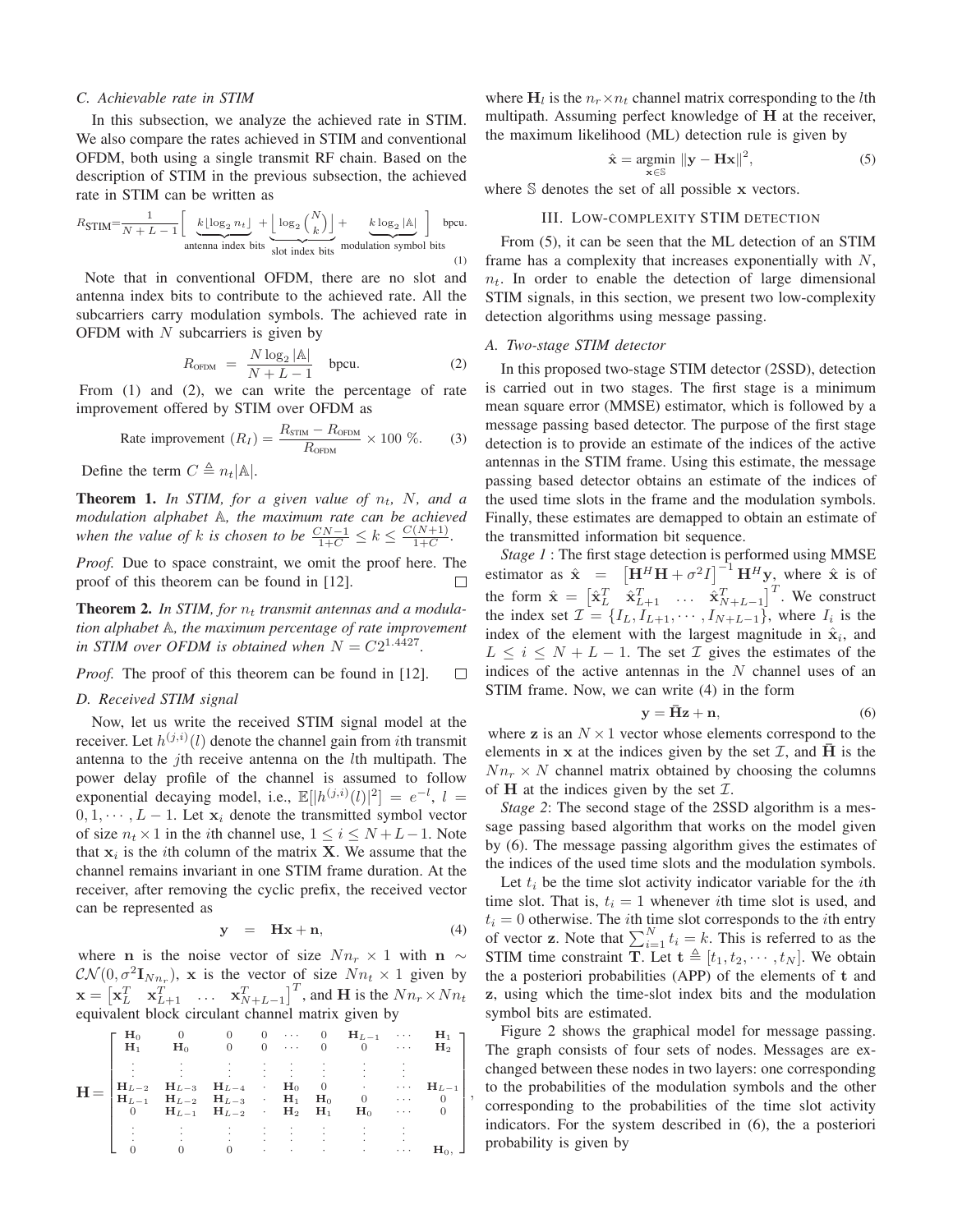### C. Achievable rate in STIM

In this subsection, we analyze the achieved rate in STIM. We also compare the rates achieved in STIM and conventional OFDM, both using a single transmit RF chain. Based on the description of STIM in the previous subsection, the achieved rate in STIM can be written as

$$R_{\text{STIM}} = \frac{1}{N+L-1}\Big[\underbrace{k\lfloor\log_2 n_t\rfloor}_{\text{antenna index bits}} + \underbrace{\Big\lfloor\log_2\binom{N}{k}\Big\rfloor}_{\text{slot index bits}} + \underbrace{k\log_2|\mathbb{A}|}_{\text{modulation symbol bits}}\Big] \ \text{bpcu.} \quad (1)$$

Note that in conventional OFDM, there are no slot and antenna index bits to contribute to the achieved rate. All the subcarriers carry modulation symbols. The achieved rate in OFDM with $N$ subcarriers is given by

$$R_{\text{OFDM}} = \frac{N\log_2|\mathbb{A}|}{N+L-1} \quad \text{bpcu.} \quad (2)$$

From (1) and (2), we can write the percentage of rate improvement offered by STIM over OFDM as

$$\text{Rate improvement } (R_I) = \frac{R_{\text{STIM}} - R_{\text{OFDM}}}{R_{\text{OFDM}}} \times 100\ \%. \quad (3)$$

Define the term $C \triangleq n_t|\mathbb{A}|$.

**Theorem 1.** *In STIM, for a given value of $n_t$, $N$, and a modulation alphabet $\mathbb{A}$, the maximum rate can be achieved when the value of $k$ is chosen to be $\frac{CN-1}{1+C} \leq k \leq \frac{C(N+1)}{1+C}$.*

*Proof.* Due to space constraint, we omit the proof here. The proof of this theorem can be found in [12]. □

**Theorem 2.** *In STIM, for $n_t$ transmit antennas and a modulation alphabet $\mathbb{A}$, the maximum percentage of rate improvement in STIM over OFDM is obtained when $N = C2^{1.4427}$.*

*Proof.* The proof of this theorem can be found in [12]. □

### D. Received STIM signal

Now, let us write the received STIM signal model at the receiver. Let $h^{(j,i)}(l)$ denote the channel gain from $i$th transmit antenna to the $j$th receive antenna on the $l$th multipath. The power delay profile of the channel is assumed to follow exponential decaying model, i.e., $\mathbb{E}[|h^{(j,i)}(l)|^2] = e^{-l}$, $l = 0, 1, \cdots, L-1$. Let $\mathbf{x}_i$ denote the transmitted symbol vector of size $n_t \times 1$ in the $i$th channel use, $1 \leq i \leq N+L-1$. Note that $\mathbf{x}_i$ is the $i$th column of the matrix $\mathbf{X}$. We assume that the channel remains invariant in one STIM frame duration. At the receiver, after removing the cyclic prefix, the received vector can be represented as

$$\mathbf{y} \ = \ \mathbf{H}\mathbf{x} + \mathbf{n}, \quad (4)$$

where $\mathbf{n}$ is the noise vector of size $Nn_r \times 1$ with $\mathbf{n} \sim \mathcal{CN}(0, \sigma^2\mathbf{I}_{Nn_r})$, $\mathbf{x}$ is the vector of size $Nn_t \times 1$ given by $\mathbf{x} = \begin{bmatrix}\mathbf{x}_L^T & \mathbf{x}_{L+1}^T & \ldots & \mathbf{x}_{N+L-1}^T\end{bmatrix}^T$, and $\mathbf{H}$ is the $Nn_r \times Nn_t$ equivalent block circulant channel matrix given by

$$\mathbf{H} = \begin{bmatrix}
\mathbf{H}_0 & 0 & 0 & 0 & \cdots & 0 & \mathbf{H}_{L-1} & \cdots & \mathbf{H}_1 \\
\mathbf{H}_1 & \mathbf{H}_0 & 0 & 0 & \cdots & 0 & 0 & \cdots & \mathbf{H}_2 \\
\vdots & \vdots & \vdots & \vdots & \vdots & \vdots & \vdots & \vdots & \\
\mathbf{H}_{L-2} & \mathbf{H}_{L-3} & \mathbf{H}_{L-4} & \cdot & \mathbf{H}_0 & 0 & \cdot & \cdots & \mathbf{H}_{L-1} \\
\mathbf{H}_{L-1} & \mathbf{H}_{L-2} & \mathbf{H}_{L-3} & \cdot & \mathbf{H}_1 & \mathbf{H}_0 & 0 & \cdots & 0 \\
0 & \mathbf{H}_{L-1} & \mathbf{H}_{L-2} & \cdot & \mathbf{H}_2 & \mathbf{H}_1 & \mathbf{H}_0 & \cdots & 0 \\
\vdots & \vdots & \vdots & \vdots & \vdots & \vdots & \vdots & \vdots & \\
0 & 0 & 0 & \cdot & \cdot & \cdot & \cdot & \cdots & \mathbf{H}_0
\end{bmatrix},$$

where $\mathbf{H}_l$ is the $n_r \times n_t$ channel matrix corresponding to the $l$th multipath. Assuming perfect knowledge of $\mathbf{H}$ at the receiver, the maximum likelihood (ML) detection rule is given by

$$\hat{\mathbf{x}} = \underset{\mathbf{x}\in\mathbb{S}}{\operatorname{argmin}} \ \|\mathbf{y} - \mathbf{H}\mathbf{x}\|^2, \quad (5)$$

where $\mathbb{S}$ denotes the set of all possible $\mathbf{x}$ vectors.

## III. Low-complexity STIM detection

From (5), it can be seen that the ML detection of an STIM frame has a complexity that increases exponentially with $N$, $n_t$. In order to enable the detection of large dimensional STIM signals, in this section, we present two low-complexity detection algorithms using message passing.

### A. Two-stage STIM detector

In this proposed two-stage STIM detector (2SSD), detection is carried out in two stages. The first stage is a minimum mean square error (MMSE) estimator, which is followed by a message passing based detector. The purpose of the first stage detection is to provide an estimate of the indices of the active antennas in the STIM frame. Using this estimate, the message passing based detector obtains an estimate of the indices of the used time slots in the frame and the modulation symbols. Finally, these estimates are demapped to obtain an estimate of the transmitted information bit sequence.

*Stage 1* : The first stage detection is performed using MMSE estimator as $\hat{\mathbf{x}} = \left[\mathbf{H}^H\mathbf{H} + \sigma^2 I\right]^{-1}\mathbf{H}^H\mathbf{y}$, where $\hat{\mathbf{x}}$ is of the form $\hat{\mathbf{x}} = \begin{bmatrix}\hat{\mathbf{x}}_L^T & \hat{\mathbf{x}}_{L+1}^T & \ldots & \hat{\mathbf{x}}_{N+L-1}^T\end{bmatrix}^T$. We construct the index set $\mathcal{I} = \{I_L, I_{L+1}, \cdots, I_{N+L-1}\}$, where $I_i$ is the index of the element with the largest magnitude in $\hat{\mathbf{x}}_i$, and $L \leq i \leq N+L-1$. The set $\mathcal{I}$ gives the estimates of the indices of the active antennas in the $N$ channel uses of an STIM frame. Now, we can write (4) in the form

$$\mathbf{y} = \bar{\mathbf{H}}\mathbf{z} + \mathbf{n}, \quad (6)$$

where $\mathbf{z}$ is an $N \times 1$ vector whose elements correspond to the elements in $\mathbf{x}$ at the indices given by the set $\mathcal{I}$, and $\bar{\mathbf{H}}$ is the $Nn_r \times N$ channel matrix obtained by choosing the columns of $\mathbf{H}$ at the indices given by the set $\mathcal{I}$.

*Stage 2*: The second stage of the 2SSD algorithm is a message passing based algorithm that works on the model given by (6). The message passing algorithm gives the estimates of the indices of the used time slots and the modulation symbols.

Let $t_i$ be the time slot activity indicator variable for the $i$th time slot. That is, $t_i = 1$ whenever $i$th time slot is used, and $t_i = 0$ otherwise. The $i$th time slot corresponds to the $i$th entry of vector $\mathbf{z}$. Note that $\sum_{i=1}^{N} t_i = k$. This is referred to as the STIM time constraint $\mathbf{T}$. Let $\mathbf{t} \triangleq [t_1, t_2, \cdots, t_N]$. We obtain the a posteriori probabilities (APP) of the elements of $\mathbf{t}$ and $\mathbf{z}$, using which the time-slot index bits and the modulation symbol bits are estimated.

Figure 2 shows the graphical model for message passing. The graph consists of four sets of nodes. Messages are exchanged between these nodes in two layers: one corresponding to the probabilities of the modulation symbols and the other corresponding to the probabilities of the time slot activity indicators. For the system described in (6), the a posteriori probability is given by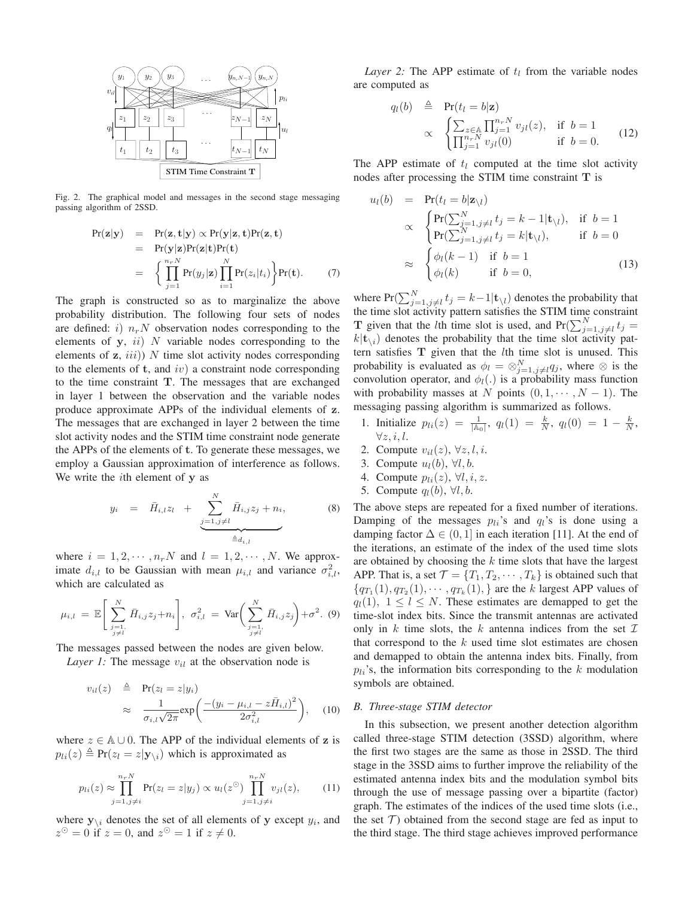Fig. 2. The graphical model and messages in the second stage messaging passing algorithm of 2SSD.

$$
\begin{aligned}
\Pr(\mathbf{z}|\mathbf{y}) &= \Pr(\mathbf{z},\mathbf{t}|\mathbf{y}) \propto \Pr(\mathbf{y}|\mathbf{z},\mathbf{t})\Pr(\mathbf{z},\mathbf{t}) \\
&= \Pr(\mathbf{y}|\mathbf{z})\Pr(\mathbf{z}|\mathbf{t})\Pr(\mathbf{t}) \\
&= \left\{\prod_{j=1}^{n_rN}\Pr(y_j|\mathbf{z})\prod_{i=1}^{N}\Pr(z_i|t_i)\right\}\Pr(\mathbf{t}). \qquad (7)
\end{aligned}
$$

The graph is constructed so as to marginalize the above probability distribution. The following four sets of nodes are defined: $i)$ $n_rN$ observation nodes corresponding to the elements of $\mathbf{y}$, $ii)$ $N$ variable nodes corresponding to the elements of $\mathbf{z}$, $iii)$) $N$ time slot activity nodes corresponding to the elements of $\mathbf{t}$, and $iv)$ a constraint node corresponding to the time constraint $\mathbf{T}$. The messages that are exchanged in layer 1 between the observation and the variable nodes produce approximate APPs of the individual elements of $\mathbf{z}$. The messages that are exchanged in layer 2 between the time slot activity nodes and the STIM time constraint node generate the APPs of the elements of $\mathbf{t}$. To generate these messages, we employ a Gaussian approximation of interference as follows. We write the $i$th element of $\mathbf{y}$ as

$$
y_i = \bar{H}_{i,l}z_l + \underbrace{\sum_{j=1,j\neq l}^{N}\bar{H}_{i,j}z_j + n_i}_{\triangleq d_{i,l}}, \qquad (8)
$$

where $i = 1,2,\cdots,n_rN$ and $l = 1,2,\cdots,N$. We approximate $d_{i,l}$ to be Gaussian with mean $\mu_{i,l}$ and variance $\sigma_{i,l}^2$, which are calculated as

$$
\mu_{i,l} = \mathbb{E}\Bigg[\sum_{\substack{j=1,\\ j\neq l}}^{N}\bar{H}_{i,j}z_j+n_i\Bigg],\ \ \sigma_{i,l}^2 = \mathrm{Var}\Bigg(\sum_{\substack{j=1,\\ j\neq l}}^{N}\bar{H}_{i,j}z_j\Bigg)+\sigma^2. \qquad (9)
$$

The messages passed between the nodes are given below.

*Layer 1:* The message $v_{il}$ at the observation node is

$$
\begin{aligned}
v_{il}(z) &\triangleq \Pr(z_l = z|y_i) \\
&\approx \frac{1}{\sigma_{i,l}\sqrt{2\pi}}\exp\bigg(\frac{-(y_i-\mu_{i,l}-z\bar{H}_{i,l})^2}{2\sigma_{i,l}^2}\bigg), \qquad (10)
\end{aligned}
$$

where $z \in \mathbb{A}\cup 0$. The APP of the individual elements of $\mathbf{z}$ is $p_{li}(z) \triangleq \Pr(z_l = z|\mathbf{y}_{\setminus i})$ which is approximated as

$$
p_{li}(z) \approx \prod_{j=1,j\neq i}^{n_rN}\Pr(z_l = z|y_j) \propto u_l(z^{\odot})\prod_{j=1,j\neq i}^{n_rN}v_{jl}(z), \qquad (11)
$$

where $\mathbf{y}_{\setminus i}$ denotes the set of all elements of $\mathbf{y}$ except $y_i$, and $z^{\odot} = 0$ if $z = 0$, and $z^{\odot} = 1$ if $z \neq 0$.

*Layer 2:* The APP estimate of $t_l$ from the variable nodes are computed as

$$
\begin{aligned}
q_l(b) &\triangleq \Pr(t_l = b|\mathbf{z}) \\
&\propto \begin{cases}\sum_{z\in\mathbb{A}}\prod_{j=1}^{n_rN}v_{jl}(z), & \text{if } b=1\\ \prod_{j=1}^{n_rN}v_{jl}(0) & \text{if } b=0.\end{cases} \qquad (12)
\end{aligned}
$$

The APP estimate of $t_l$ computed at the time slot activity nodes after processing the STIM time constraint $\mathbf{T}$ is

$$
\begin{aligned}
u_l(b) &= \Pr(t_l = b|\mathbf{z}_{\setminus l}) \\
&\propto \begin{cases}\Pr(\sum_{j=1,j\neq l}^{N}t_j = k-1|\mathbf{t}_{\setminus l}), & \text{if } b=1\\ \Pr(\sum_{j=1,j\neq l}^{N}t_j = k|\mathbf{t}_{\setminus l}), & \text{if } b=0\end{cases} \\
&\approx \begin{cases}\phi_l(k-1) & \text{if } b=1\\ \phi_l(k) & \text{if } b=0,\end{cases} \qquad (13)
\end{aligned}
$$

where $\Pr(\sum_{j=1,j\neq l}^{N}t_j = k-1|\mathbf{t}_{\setminus l})$ denotes the probability that the time slot activity pattern satisfies the STIM time constraint $\mathbf{T}$ given that the $l$th time slot is used, and $\Pr(\sum_{j=1,j\neq l}^{N}t_j = k|\mathbf{t}_{\setminus i})$ denotes the probability that the time slot activity pattern satisfies $\mathbf{T}$ given that the $l$th time slot is unused. This probability is evaluated as $\phi_l = \otimes_{j=1,j\neq l}^{N}q_j$, where $\otimes$ is the convolution operator, and $\phi_l(.)$ is a probability mass function with probability masses at $N$ points $(0,1,\cdots,N-1)$. The messaging passing algorithm is summarized as follows.

1. Initialize $p_{li}(z) = \frac{1}{|\mathbb{A}_0|}$, $q_l(1) = \frac{k}{N}$, $q_l(0) = 1-\frac{k}{N}$, $\forall z,i,l$.
2. Compute $v_{il}(z)$, $\forall z,l,i$.
3. Compute $u_l(b)$, $\forall l,b$.
4. Compute $p_{li}(z)$, $\forall l,i,z$.
5. Compute $q_l(b)$, $\forall l,b$.

The above steps are repeated for a fixed number of iterations. Damping of the messages $p_{li}$'s and $q_l$'s is done using a damping factor $\Delta \in (0,1]$ in each iteration [11]. At the end of the iterations, an estimate of the index of the used time slots are obtained by choosing the $k$ time slots that have the largest APP. That is, a set $\mathcal{T} = \{T_1,T_2,\cdots,T_k\}$ is obtained such that $\{q_{T_1}(1),q_{T_2}(1),\cdots,q_{T_k}(1),\}$ are the $k$ largest APP values of $q_l(1)$, $1\leq l\leq N$. These estimates are demapped to get the time-slot index bits. Since the transmit antennas are activated only in $k$ time slots, the $k$ antenna indices from the set $\mathcal{I}$ that correspond to the $k$ used time slot estimates are chosen and demapped to obtain the antenna index bits. Finally, from $p_{li}$'s, the information bits corresponding to the $k$ modulation symbols are obtained.

### *B. Three-stage STIM detector*

In this subsection, we present another detection algorithm called three-stage STIM detection (3SSD) algorithm, where the first two stages are the same as those in 2SSD. The third stage in the 3SSD aims to further improve the reliability of the estimated antenna index bits and the modulation symbol bits through the use of message passing over a bipartite (factor) graph. The estimates of the indices of the used time slots (i.e., the set $\mathcal{T}$) obtained from the second stage are fed as input to the third stage. The third stage achieves improved performance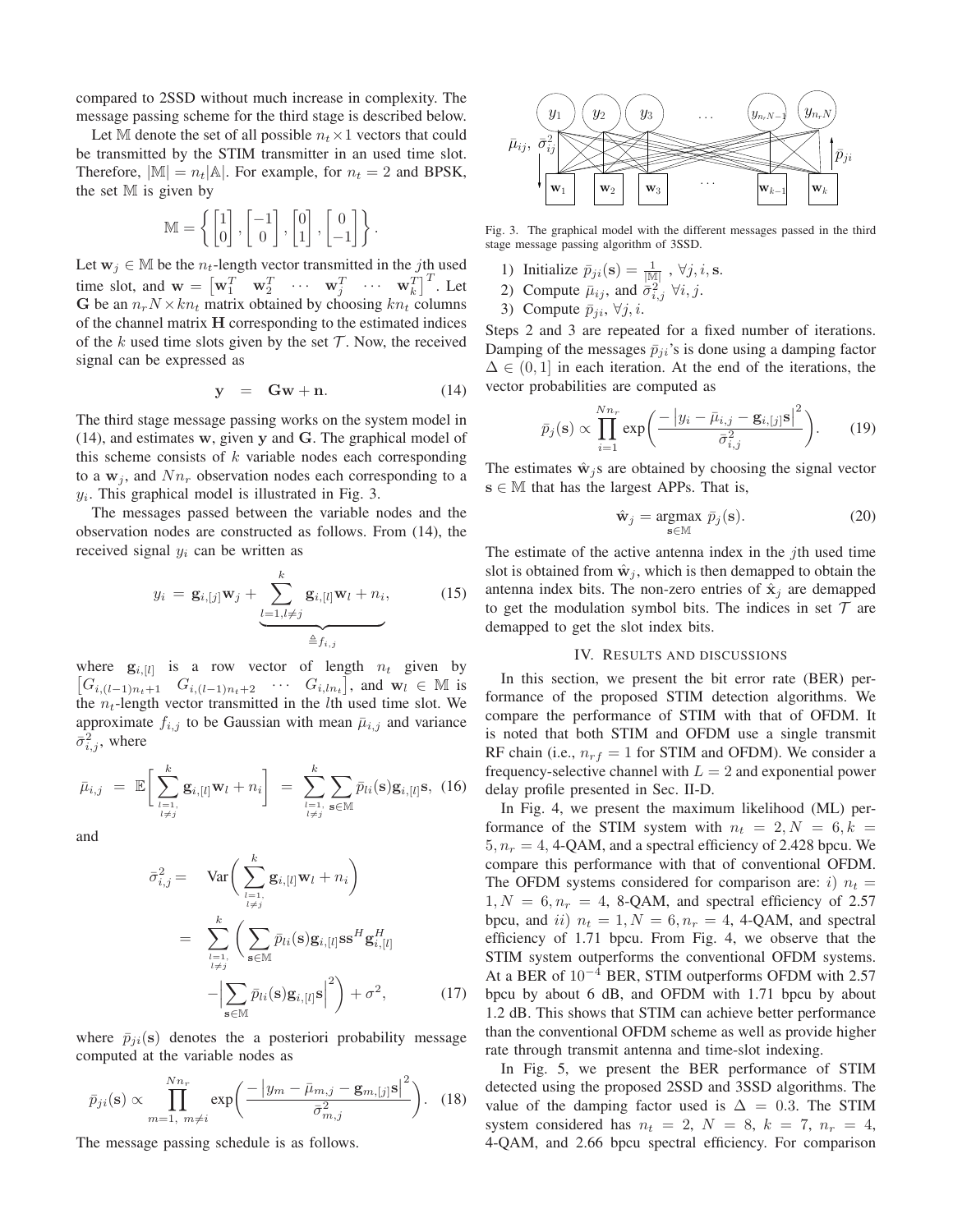compared to 2SSD without much increase in complexity. The message passing scheme for the third stage is described below.

Let $\mathbb{M}$ denote the set of all possible $n_t \times 1$ vectors that could be transmitted by the STIM transmitter in an used time slot. Therefore, $|\mathbb{M}| = n_t|\mathbb{A}|$. For example, for $n_t = 2$ and BPSK, the set $\mathbb{M}$ is given by

$$\mathbb{M} = \left\{ \begin{bmatrix} 1 \\ 0 \end{bmatrix}, \begin{bmatrix} -1 \\ 0 \end{bmatrix}, \begin{bmatrix} 0 \\ 1 \end{bmatrix}, \begin{bmatrix} 0 \\ -1 \end{bmatrix} \right\}.$$

Let $\mathbf{w}_j \in \mathbb{M}$ be the $n_t$-length vector transmitted in the $j$th used time slot, and $\mathbf{w} = \begin{bmatrix} \mathbf{w}_1^T & \mathbf{w}_2^T & \cdots & \mathbf{w}_j^T & \cdots & \mathbf{w}_k^T \end{bmatrix}^T$. Let $\mathbf{G}$ be an $n_r N \times kn_t$ matrix obtained by choosing $kn_t$ columns of the channel matrix $\mathbf{H}$ corresponding to the estimated indices of the $k$ used time slots given by the set $\mathcal{T}$. Now, the received signal can be expressed as

$$\mathbf{y} \;\; = \;\; \mathbf{G}\mathbf{w} + \mathbf{n}. \tag{14}$$

The third stage message passing works on the system model in (14), and estimates $\mathbf{w}$, given $\mathbf{y}$ and $\mathbf{G}$. The graphical model of this scheme consists of $k$ variable nodes each corresponding to a $\mathbf{w}_j$, and $Nn_r$ observation nodes each corresponding to a $y_i$. This graphical model is illustrated in Fig. 3.

The messages passed between the variable nodes and the observation nodes are constructed as follows. From (14), the received signal $y_i$ can be written as

$$y_i \, = \, \mathbf{g}_{i,[j]}\mathbf{w}_j + \underbrace{\sum_{l=1, l\neq j}^{k} \mathbf{g}_{i,[l]}\mathbf{w}_l + n_i}_{\triangleq f_{i,j}}, \tag{15}$$

where $\mathbf{g}_{i,[l]}$ is a row vector of length $n_t$ given by $\begin{bmatrix} G_{i,(l-1)n_t+1} & G_{i,(l-1)n_t+2} & \cdots & G_{i,ln_t} \end{bmatrix}$, and $\mathbf{w}_l \in \mathbb{M}$ is the $n_t$-length vector transmitted in the $l$th used time slot. We approximate $f_{i,j}$ to be Gaussian with mean $\bar{\mu}_{i,j}$ and variance $\bar{\sigma}_{i,j}^2$, where

$$\bar{\mu}_{i,j} \;=\; \mathbb{E}\bigg[ \sum_{\substack{l=1,\\ l\neq j}}^{k} \mathbf{g}_{i,[l]}\mathbf{w}_l + n_i \bigg] \;=\; \sum_{\substack{l=1,\\ l\neq j}}^{k} \sum_{\mathbf{s}\in\mathbb{M}} \bar{p}_{li}(\mathbf{s})\mathbf{g}_{i,[l]}\mathbf{s}, \tag{16}$$

and

$$\begin{aligned} \bar{\sigma}_{i,j}^2 = & \quad \text{Var}\bigg( \sum_{\substack{l=1,\\ l\neq j}}^{k} \mathbf{g}_{i,[l]}\mathbf{w}_l + n_i \bigg) \\ = & \quad \sum_{\substack{l=1,\\ l\neq j}}^{k} \bigg( \sum_{\mathbf{s}\in\mathbb{M}} \bar{p}_{li}(\mathbf{s})\mathbf{g}_{i,[l]}\mathbf{s}\mathbf{s}^H\mathbf{g}_{i,[l]}^H \\ & - \Big| \sum_{\mathbf{s}\in\mathbb{M}} \bar{p}_{li}(\mathbf{s})\mathbf{g}_{i,[l]}\mathbf{s} \Big|^2 \bigg) + \sigma^2, \end{aligned} \tag{17}$$

where $\bar{p}_{ji}(\mathbf{s})$ denotes the a posteriori probability message computed at the variable nodes as

$$\bar{p}_{ji}(\mathbf{s}) \propto \prod_{m=1,\; m\neq i}^{Nn_r} \exp\bigg( \frac{-\left| y_m - \bar{\mu}_{m,j} - \mathbf{g}_{m,[j]}\mathbf{s} \right|^2}{\bar{\sigma}_{m,j}^2} \bigg). \tag{18}$$

The message passing schedule is as follows.

Fig. 3. The graphical model with the different messages passed in the third stage message passing algorithm of 3SSD.

1) Initialize $\bar{p}_{ji}(\mathbf{s}) = \frac{1}{|\mathbb{M}|}$ , $\forall j, i, \mathbf{s}$.
2) Compute $\bar{\mu}_{ij}$, and $\bar{\sigma}_{i,j}^2$ $\forall i, j$.
3) Compute $\bar{p}_{ji}$, $\forall j, i$.

Steps 2 and 3 are repeated for a fixed number of iterations. Damping of the messages $\bar{p}_{ji}$'s is done using a damping factor $\Delta \in (0, 1]$ in each iteration. At the end of the iterations, the vector probabilities are computed as

$$\bar{p}_j(\mathbf{s}) \propto \prod_{i=1}^{Nn_r} \exp\bigg( \frac{-\left| y_i - \bar{\mu}_{i,j} - \mathbf{g}_{i,[j]}\mathbf{s} \right|^2}{\bar{\sigma}_{i,j}^2} \bigg). \tag{19}$$

The estimates $\hat{\mathbf{w}}_j$s are obtained by choosing the signal vector $\mathbf{s} \in \mathbb{M}$ that has the largest APPs. That is,

$$\hat{\mathbf{w}}_j = \underset{\mathbf{s}\in\mathbb{M}}{\text{argmax}} \; \bar{p}_j(\mathbf{s}). \tag{20}$$

The estimate of the active antenna index in the $j$th used time slot is obtained from $\hat{\mathbf{w}}_j$, which is then demapped to obtain the antenna index bits. The non-zero entries of $\hat{\mathbf{x}}_j$ are demapped to get the modulation symbol bits. The indices in set $\mathcal{T}$ are demapped to get the slot index bits.

## IV. Results and discussions

In this section, we present the bit error rate (BER) performance of the proposed STIM detection algorithms. We compare the performance of STIM with that of OFDM. It is noted that both STIM and OFDM use a single transmit RF chain (i.e., $n_{rf} = 1$ for STIM and OFDM). We consider a frequency-selective channel with $L = 2$ and exponential power delay profile presented in Sec. II-D.

In Fig. 4, we present the maximum likelihood (ML) performance of the STIM system with $n_t = 2, N = 6, k = 5, n_r = 4$, 4-QAM, and a spectral efficiency of 2.428 bpcu. We compare this performance with that of conventional OFDM. The OFDM systems considered for comparison are: $i)$ $n_t = 1, N = 6, n_r = 4$, 8-QAM, and spectral efficiency of 2.57 bpcu, and $ii)$ $n_t = 1, N = 6, n_r = 4$, 4-QAM, and spectral efficiency of 1.71 bpcu. From Fig. 4, we observe that the STIM system outperforms the conventional OFDM systems. At a BER of $10^{-4}$ BER, STIM outperforms OFDM with 2.57 bpcu by about 6 dB, and OFDM with 1.71 bpcu by about 1.2 dB. This shows that STIM can achieve better performance than the conventional OFDM scheme as well as provide higher rate through transmit antenna and time-slot indexing.

In Fig. 5, we present the BER performance of STIM detected using the proposed 2SSD and 3SSD algorithms. The value of the damping factor used is $\Delta = 0.3$. The STIM system considered has $n_t = 2$, $N = 8$, $k = 7$, $n_r = 4$, 4-QAM, and 2.66 bpcu spectral efficiency. For comparison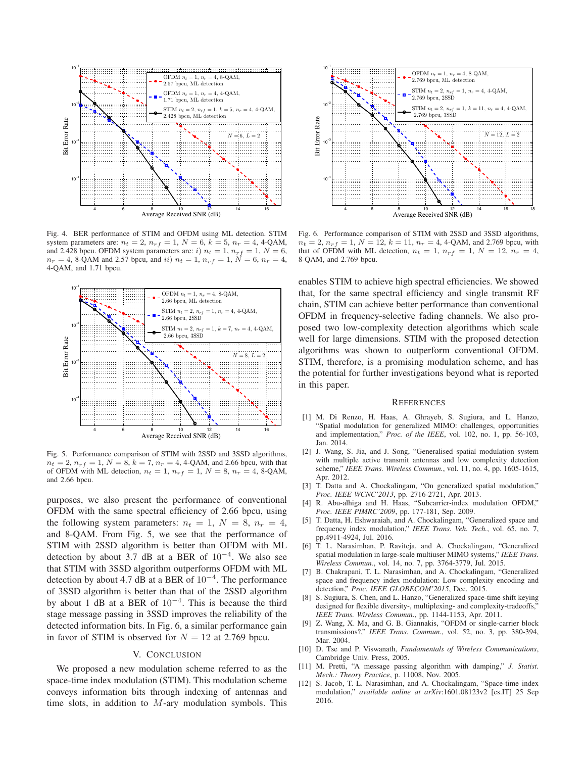Bit Error Rate

Average Received SNR (dB)

OFDM $n_t = 1$, $n_r = 4$, 8-QAM, 2.57 bpcu, ML detection

OFDM $n_t = 1$, $n_r = 4$, 4-QAM, 1.71 bpcu, ML detection

STIM $n_t = 2$, $n_{rf} = 1$, $k = 5$, $n_r = 4$, 4-QAM, 2.428 bpcu, ML detection

$N = 6$, $L = 2$

Fig. 4. BER performance of STIM and OFDM using ML detection. STIM system parameters are: $n_t = 2$, $n_{rf} = 1$, $N = 6$, $k = 5$, $n_r = 4$, 4-QAM, and 2.428 bpcu. OFDM system parameters are: $i)$ $n_t = 1$, $n_{rf} = 1$, $N = 6$, $n_r = 4$, 8-QAM and 2.57 bpcu, and $ii)$ $n_t = 1$, $n_{rf} = 1$, $N = 6$, $n_r = 4$, 4-QAM, and 1.71 bpcu.

Bit Error Rate

Average Received SNR (dB)

OFDM $n_t = 1$, $n_r = 4$, 8-QAM, 2.66 bpcu, ML detection

STIM $n_t = 2$, $n_{rf} = 1$, $n_r = 4$, 4-QAM, 2.66 bpcu, 2SSD

STIM $n_t = 2$, $n_{rf} = 1$, $k = 7$, $n_r = 4$, 4-QAM, 2.66 bpcu, 3SSD

$N = 8$, $L = 2$

Fig. 5. Performance comparison of STIM with 2SSD and 3SSD algorithms, $n_t = 2$, $n_{rf} = 1$, $N = 8$, $k = 7$, $n_r = 4$, 4-QAM, and 2.66 bpcu, with that of OFDM with ML detection, $n_t = 1$, $n_{rf} = 1$, $N = 8$, $n_r = 4$, 8-QAM, and 2.66 bpcu.

purposes, we also present the performance of conventional OFDM with the same spectral efficiency of 2.66 bpcu, using the following system parameters: $n_t = 1$, $N = 8$, $n_r = 4$, and 8-QAM. From Fig. 5, we see that the performance of STIM with 2SSD algorithm is better than OFDM with ML detection by about 3.7 dB at a BER of $10^{-4}$. We also see that STIM with 3SSD algorithm outperforms OFDM with ML detection by about 4.7 dB at a BER of $10^{-4}$. The performance of 3SSD algorithm is better than that of the 2SSD algorithm by about 1 dB at a BER of $10^{-4}$. This is because the third stage message passing in 3SSD improves the reliability of the detected information bits. In Fig. 6, a similar performance gain in favor of STIM is observed for $N = 12$ at 2.769 bpcu.

## V. Conclusion

We proposed a new modulation scheme referred to as the space-time index modulation (STIM). This modulation scheme conveys information bits through indexing of antennas and time slots, in addition to $M$-ary modulation symbols. This

Bit Error Rate

Average Received SNR (dB)

OFDM $n_t = 1$, $n_r = 4$, 8-QAM, 2.769 bpcu, ML detection

STIM $n_t = 2$, $n_{rf} = 1$, $n_r = 4$, 4-QAM, 2.769 bpcu, 2SSD

STIM $n_t = 2$, $n_{rf} = 1$, $k = 11$, $n_r = 4$, 4-QAM, 2.769 bpcu, 3SSD

$N = 12$, $L = 2$

Fig. 6. Performance comparison of STIM with 2SSD and 3SSD algorithms, $n_t = 2$, $n_{rf} = 1$, $N = 12$, $k = 11$, $n_r = 4$, 4-QAM, and 2.769 bpcu, with that of OFDM with ML detection, $n_t = 1$, $n_{rf} = 1$, $N = 12$, $n_r = 4$, 8-QAM, and 2.769 bpcu.

enables STIM to achieve high spectral efficiencies. We showed that, for the same spectral efficiency and single transmit RF chain, STIM can achieve better performance than conventional OFDM in frequency-selective fading channels. We also proposed two low-complexity detection algorithms which scale well for large dimensions. STIM with the proposed detection algorithms was shown to outperform conventional OFDM. STIM, therefore, is a promising modulation scheme, and has the potential for further investigations beyond what is reported in this paper.

## References

[1] M. Di Renzo, H. Haas, A. Ghrayeb, S. Sugiura, and L. Hanzo, "Spatial modulation for generalized MIMO: challenges, opportunities and implementation," *Proc. of the IEEE*, vol. 102, no. 1, pp. 56-103, Jan. 2014.

[2] J. Wang, S. Jia, and J. Song, "Generalised spatial modulation system with multiple active transmit antennas and low complexity detection scheme," *IEEE Trans. Wireless Commun.*, vol. 11, no. 4, pp. 1605-1615, Apr. 2012.

[3] T. Datta and A. Chockalingam, "On generalized spatial modulation," *Proc. IEEE WCNC'2013*, pp. 2716-2721, Apr. 2013.

[4] R. Abu-alhiga and H. Haas, "Subcarrier-index modulation OFDM," *Proc. IEEE PIMRC'2009*, pp. 177-181, Sep. 2009.

[5] T. Datta, H. Eshwaraiah, and A. Chockalingam, "Generalized space and frequency index modulation," *IEEE Trans. Veh. Tech.*, vol. 65, no. 7, pp.4911-4924, Jul. 2016.

[6] T. L. Narasimhan, P. Raviteja, and A. Chockalingam, "Generalized spatial modulation in large-scale multiuser MIMO systems," *IEEE Trans. Wireless Commun.*, vol. 14, no. 7, pp. 3764-3779, Jul. 2015.

[7] B. Chakrapani, T. L. Narasimhan, and A. Chockalingam, "Generalized space and frequency index modulation: Low complexity encoding and detection," *Proc. IEEE GLOBECOM'2015*, Dec. 2015.

[8] S. Sugiura, S. Chen, and L. Hanzo, "Generalized space-time shift keying designed for flexible diversity-, multiplexing- and complexity-tradeoffs," *IEEE Trans. Wireless Commun.*, pp. 1144-1153, Apr. 2011.

[9] Z. Wang, X. Ma, and G. B. Giannakis, "OFDM or single-carrier block transmissions?," *IEEE Trans. Commun.*, vol. 52, no. 3, pp. 380-394, Mar. 2004.

[10] D. Tse and P. Viswanath, *Fundamentals of Wireless Communications*, Cambridge Univ. Press, 2005.

[11] M. Pretti, "A message passing algorithm with damping," *J. Statist. Mech.: Theory Practice*, p. 11008, Nov. 2005.

[12] S. Jacob, T. L. Narasimhan, and A. Chockalingam, "Space-time index modulation," *available online at arXiv*:1601.08123v2 [cs.IT] 25 Sep 2016.